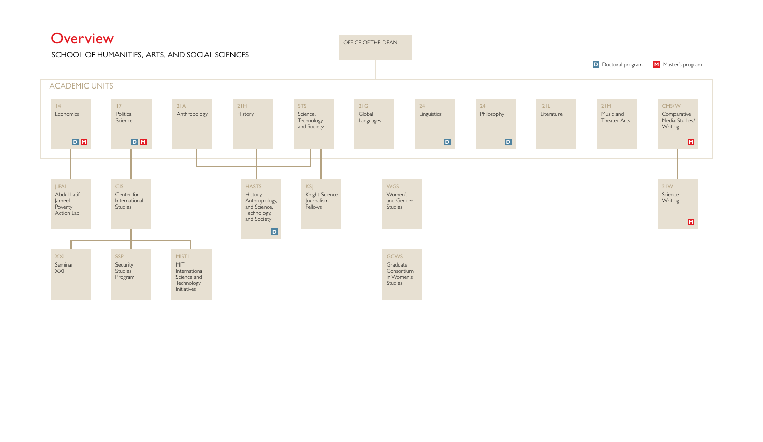# Overview

SCHOOL OF HUMANITIES, ARTS, AND SOCIAL SCIENCES

OFFICE OF THE DEAN

D Doctoral program  M Master's program

## ACADEMIC UNITS

- 14 Economics — D M
  - J-PAL Abdul Latif Jameel Poverty Action Lab
- 17 Political Science — D M
  - CIS Center for International Studies
    - XXI Seminar XXI
    - SSP Security Studies Program
    - MISTI MIT International Science and Technology Initiatives
- 21A Anthropology
- 21H History
- STS Science, Technology and Society
  - HASTS History, Anthropology, and Science, Technology, and Society — D
  - KSJ Knight Science Journalism Fellows
- 21G Global Languages
- 24 Linguistics — D
- 24 Philosophy — D
- 21L Literature
- 21M Music and Theater Arts
- CMS/W Comparative Media Studies/ Writing — M
  - 21W Science Writing — M

Other units:

- WGS Women's and Gender Studies
- GCWS Graduate Consortium in Women's Studies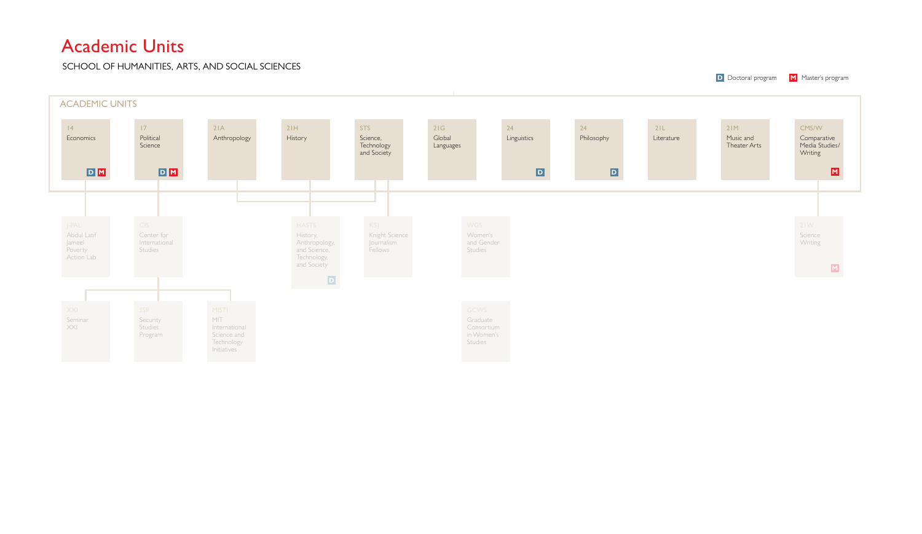# Academic Units

SCHOOL OF HUMANITIES, ARTS, AND SOCIAL SCIENCES

**D** Doctoral program **M** Master's program

## ACADEMIC UNITS

- 14 Economics — D M
- 17 Political Science — D M
- 21A Anthropology
- 21H History
- STS Science, Technology and Society
- 21G Global Languages
- 24 Linguistics — D
- 24 Philosophy — D
- 21L Literature
- 21M Music and Theater Arts
- CMS/W Comparative Media Studies/ Writing — M

Affiliated units:

- J-PAL Abdul Latif Jameel Poverty Action Lab (Economics)
- CIS Center for International Studies (Political Science)
  - XXI Seminar XXI
  - SSP Security Studies Program
  - MISTI MIT International Science and Technology Initiatives
- HASTS History, Anthropology, and Science, Technology, and Society — D (Anthropology, History, STS)
- KSJ Knight Science Journalism Fellows (STS)
- WGS Women's and Gender Studies
  - GCWS Graduate Consortium in Women's Studies
- 21W Science Writing — M (CMS/W)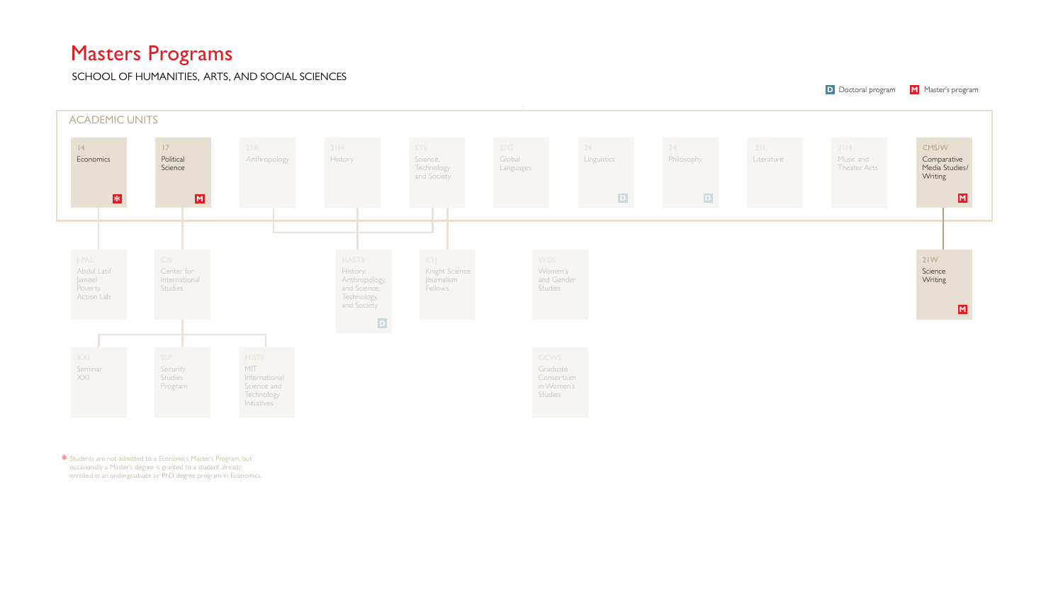# Masters Programs

SCHOOL OF HUMANITIES, ARTS, AND SOCIAL SCIENCES

D Doctoral program   M Master's program

## ACADEMIC UNITS

- 14 Economics *
- 17 Political Science M
- 21A Anthropology
- 21H History
- STS Science, Technology and Society
- 21G Global Languages
- 24 Linguistics D
- 24 Philosophy D
- 21L Literature
- 21M Music and Theater Arts
- CMS/W Comparative Media Studies/ Writing M

---

- J-PAL Abdul Latif Jameel Poverty Action Lab
- CIS Center for International Studies
  - XXI Seminar XXI
  - SSP Security Studies Program
  - MISTI MIT International Science and Technology Initiatives
- HASTS History, Anthropology, and Science, Technology, and Society D
- KSJ Knight Science Journalism Fellows
- WGS Women's and Gender Studies
  - GCWS Graduate Consortium in Women's Studies
- 21W Science Writing M

\* Students are not admitted to a Economics Master's Program, but occasionally a Master's degree is granted to a student already enrolled in an undergraduate or PhD degree program in Economics.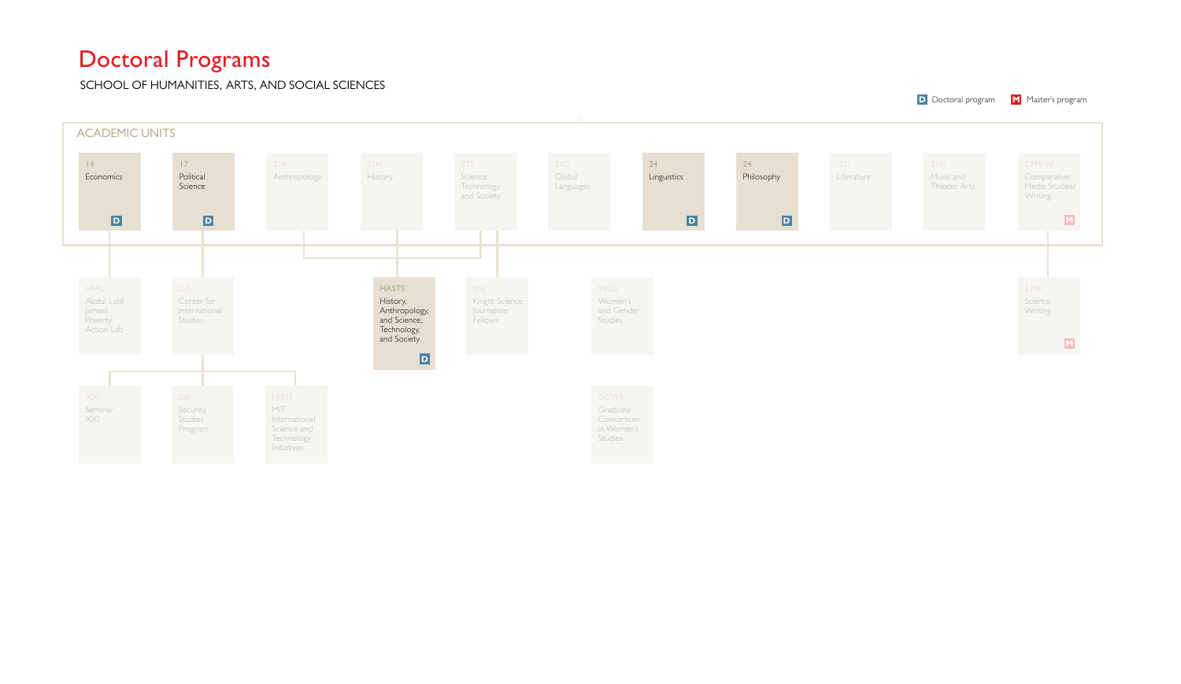# Doctoral Programs

SCHOOL OF HUMANITIES, ARTS, AND SOCIAL SCIENCES

D Doctoral program  M Master's program

## ACADEMIC UNITS

- 14 Economics — D
- 17 Political Science — D
- 21A Anthropology
- 21H History
- STS Science, Technology and Society
- 21G Global Languages
- 24 Linguistics — D
- 24 Philosophy — D
- 21L Literature
- 21M Music and Theater Arts
- CMS/W Comparative Media Studies/ Writing — M

---

- J-PAL Abdul Latif Jameel Poverty Action Lab
- CIS Center for International Studies
- HASTS History, Anthropology, and Science, Technology, and Society — D
- KSJ Knight Science Journalism Fellows
- WGS Women's and Gender Studies
- 21W Science Writing — M

---

- XXI Seminar XXI
- SSP Security Studies Program
- MISTI MIT International Science and Technology Initiatives
- GCWS Graduate Consortium in Women's Studies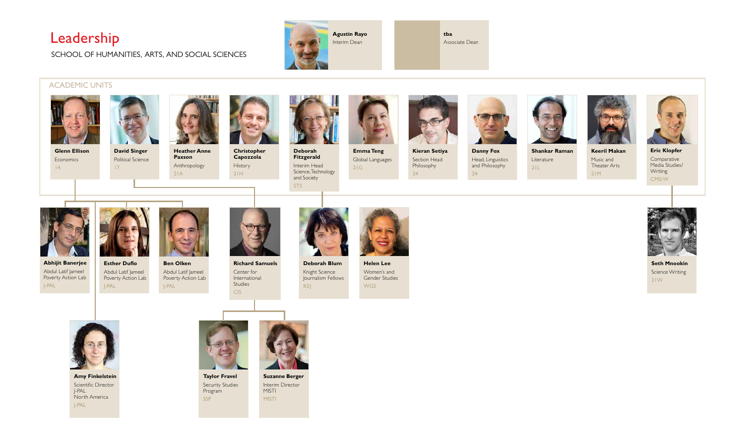# Leadership

SCHOOL OF HUMANITIES, ARTS, AND SOCIAL SCIENCES

**Agustín Rayo**
Interim Dean

**tba**
Associate Dean

## ACADEMIC UNITS

**Glenn Ellison**
Economics
14

**David Singer**
Political Science
17

**Heather Anne Paxson**
Anthropology
21A

**Christopher Capozzola**
History
21H

**Deborah Fitzgerald**
Interim Head Science, Technology and Society
STS

**Emma Teng**
Global Languages
21G

**Kieran Setiya**
Section Head Philosophy
24

**Danny Fox**
Head, Linguistics and Philosophy
24

**Shankar Raman**
Literature
21L

**Keeril Makan**
Music and Theater Arts
21M

**Eric Klopfer**
Comparative Media Studies/ Writing
CMS/W

**Abhijit Banerjee**
Abdul Latif Jameel Poverty Action Lab
J-PAL

**Esther Duflo**
Abdul Latif Jameel Poverty Action Lab
J-PAL

**Ben Olken**
Abdul Latif Jameel Poverty Action Lab
J-PAL

**Richard Samuels**
Center for International Studies
CIS

**Deborah Blum**
Knight Science Journalism Fellows
KSJ

**Helen Lee**
Women's and Gender Studies
WGS

**Seth Mnookin**
Science Writing
21W

**Amy Finkelstein**
Scientific Director J-PAL North America
J-PAL

**Taylor Fravel**
Security Studies Program
SSP

**Suzanne Berger**
Interim Director MISTI
MISTI